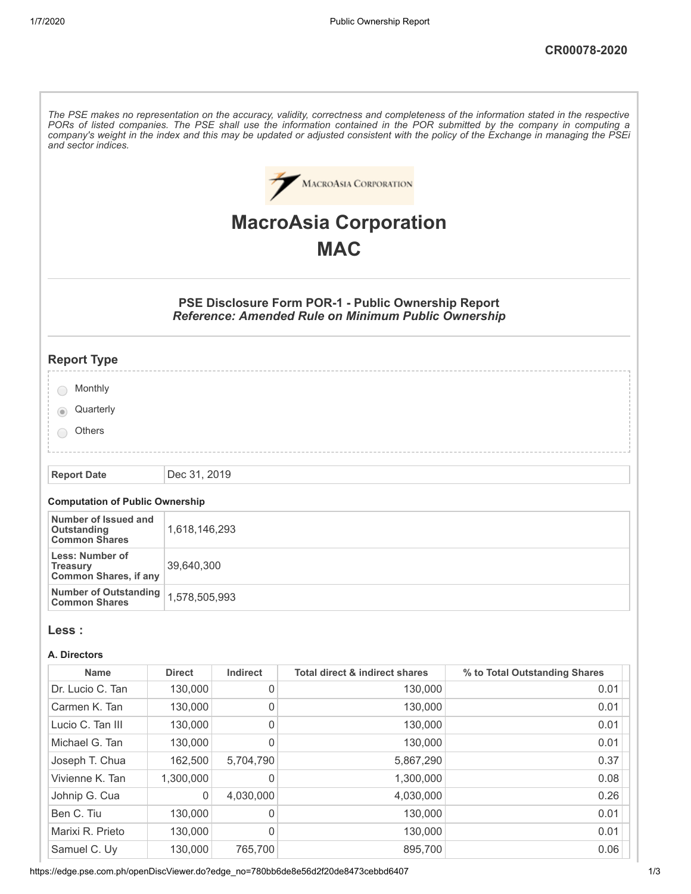CR00078-2020

*The PSE makes no representation on the accuracy, validity, correctness and completeness of the information stated in the respective PORs of listed companies. The PSE shall use the information contained in the POR submitted by the company in computing a company's weight in the index and this may be updated or adjusted consistent with the policy of the Exchange in managing the PSEi and sector indices.*

# MacroAsia Corporation

# MAC

### PSE Disclosure Form POR-1 - Public Ownership Report
### *Reference: Amended Rule on Minimum Public Ownership*

## Report Type

- Monthly
- Quarterly (selected)
- Others

| Report Date | Dec 31, 2019 |
|---|---|

#### Computation of Public Ownership

| | |
|---|---|
| Number of Issued and Outstanding Common Shares | 1,618,146,293 |
| Less: Number of Treasury Common Shares, if any | 39,640,300 |
| Number of Outstanding Common Shares | 1,578,505,993 |

## Less :

#### A. Directors

| Name | Direct | Indirect | Total direct & indirect shares | % to Total Outstanding Shares |
|---|---|---|---|---|
| Dr. Lucio C. Tan | 130,000 | 0 | 130,000 | 0.01 |
| Carmen K. Tan | 130,000 | 0 | 130,000 | 0.01 |
| Lucio C. Tan III | 130,000 | 0 | 130,000 | 0.01 |
| Michael G. Tan | 130,000 | 0 | 130,000 | 0.01 |
| Joseph T. Chua | 162,500 | 5,704,790 | 5,867,290 | 0.37 |
| Vivienne K. Tan | 1,300,000 | 0 | 1,300,000 | 0.08 |
| Johnip G. Cua | 0 | 4,030,000 | 4,030,000 | 0.26 |
| Ben C. Tiu | 130,000 | 0 | 130,000 | 0.01 |
| Marixi R. Prieto | 130,000 | 0 | 130,000 | 0.01 |
| Samuel C. Uy | 130,000 | 765,700 | 895,700 | 0.06 |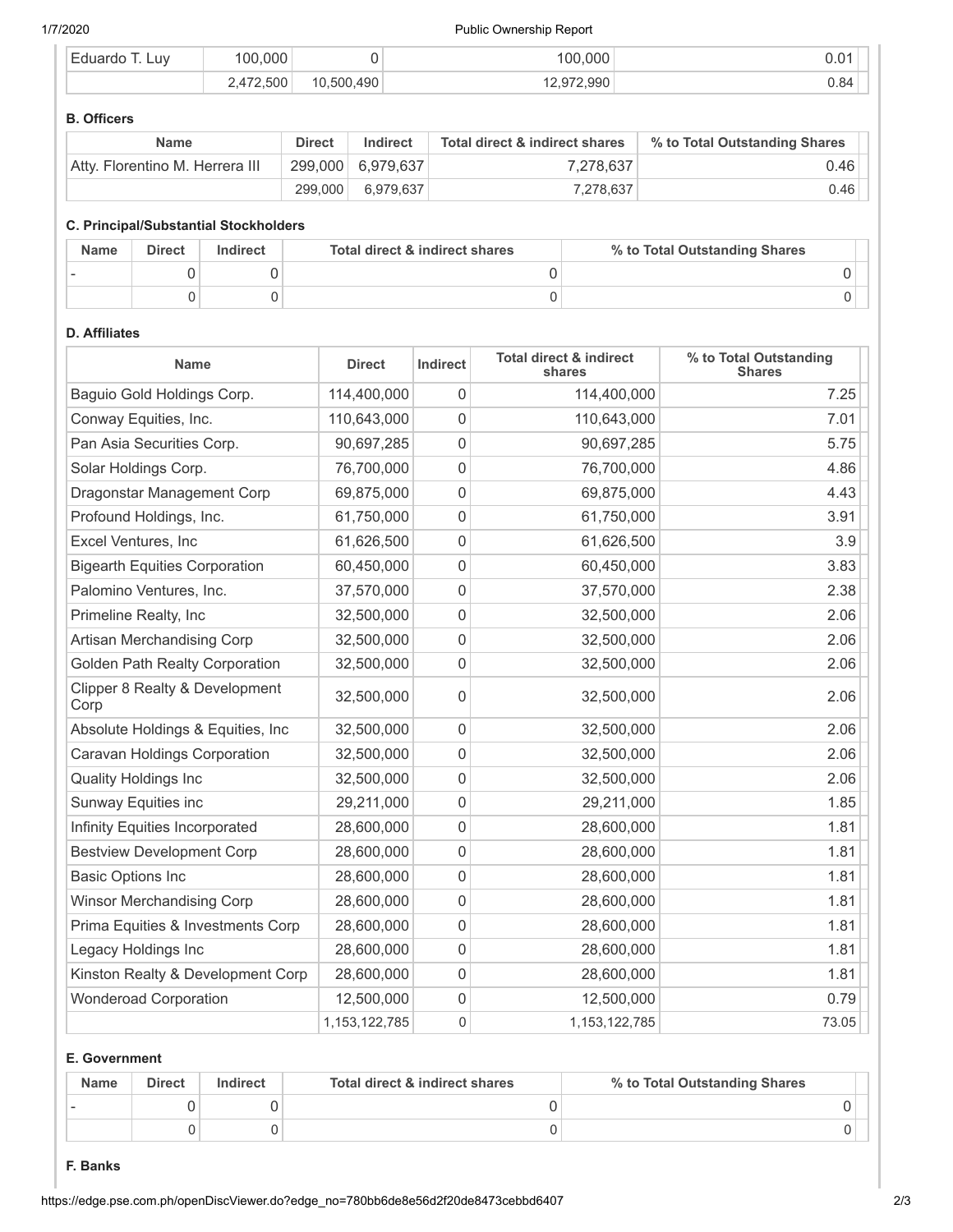| Eduardo T. Luy | 100,000 | 0 | 100,000 | 0.01 |
|---|---|---|---|---|
| | 2,472,500 | 10,500,490 | 12,972,990 | 0.84 |

**B. Officers**

| Name | Direct | Indirect | Total direct & indirect shares | % to Total Outstanding Shares |
|---|---|---|---|---|
| Atty. Florentino M. Herrera III | 299,000 | 6,979,637 | 7,278,637 | 0.46 |
| | 299,000 | 6,979,637 | 7,278,637 | 0.46 |

**C. Principal/Substantial Stockholders**

| Name | Direct | Indirect | Total direct & indirect shares | % to Total Outstanding Shares |
|---|---|---|---|---|
| - | 0 | 0 | 0 | 0 |
| | 0 | 0 | 0 | 0 |

**D. Affiliates**

| Name | Direct | Indirect | Total direct & indirect shares | % to Total Outstanding Shares |
|---|---|---|---|---|
| Baguio Gold Holdings Corp. | 114,400,000 | 0 | 114,400,000 | 7.25 |
| Conway Equities, Inc. | 110,643,000 | 0 | 110,643,000 | 7.01 |
| Pan Asia Securities Corp. | 90,697,285 | 0 | 90,697,285 | 5.75 |
| Solar Holdings Corp. | 76,700,000 | 0 | 76,700,000 | 4.86 |
| Dragonstar Management Corp | 69,875,000 | 0 | 69,875,000 | 4.43 |
| Profound Holdings, Inc. | 61,750,000 | 0 | 61,750,000 | 3.91 |
| Excel Ventures, Inc | 61,626,500 | 0 | 61,626,500 | 3.9 |
| Bigearth Equities Corporation | 60,450,000 | 0 | 60,450,000 | 3.83 |
| Palomino Ventures, Inc. | 37,570,000 | 0 | 37,570,000 | 2.38 |
| Primeline Realty, Inc | 32,500,000 | 0 | 32,500,000 | 2.06 |
| Artisan Merchandising Corp | 32,500,000 | 0 | 32,500,000 | 2.06 |
| Golden Path Realty Corporation | 32,500,000 | 0 | 32,500,000 | 2.06 |
| Clipper 8 Realty & Development Corp | 32,500,000 | 0 | 32,500,000 | 2.06 |
| Absolute Holdings & Equities, Inc | 32,500,000 | 0 | 32,500,000 | 2.06 |
| Caravan Holdings Corporation | 32,500,000 | 0 | 32,500,000 | 2.06 |
| Quality Holdings Inc | 32,500,000 | 0 | 32,500,000 | 2.06 |
| Sunway Equities inc | 29,211,000 | 0 | 29,211,000 | 1.85 |
| Infinity Equities Incorporated | 28,600,000 | 0 | 28,600,000 | 1.81 |
| Bestview Development Corp | 28,600,000 | 0 | 28,600,000 | 1.81 |
| Basic Options Inc | 28,600,000 | 0 | 28,600,000 | 1.81 |
| Winsor Merchandising Corp | 28,600,000 | 0 | 28,600,000 | 1.81 |
| Prima Equities & Investments Corp | 28,600,000 | 0 | 28,600,000 | 1.81 |
| Legacy Holdings Inc | 28,600,000 | 0 | 28,600,000 | 1.81 |
| Kinston Realty & Development Corp | 28,600,000 | 0 | 28,600,000 | 1.81 |
| Wonderoad Corporation | 12,500,000 | 0 | 12,500,000 | 0.79 |
| | 1,153,122,785 | 0 | 1,153,122,785 | 73.05 |

**E. Government**

| Name | Direct | Indirect | Total direct & indirect shares | % to Total Outstanding Shares |
|---|---|---|---|---|
| - | 0 | 0 | 0 | 0 |
| | 0 | 0 | 0 | 0 |

**F. Banks**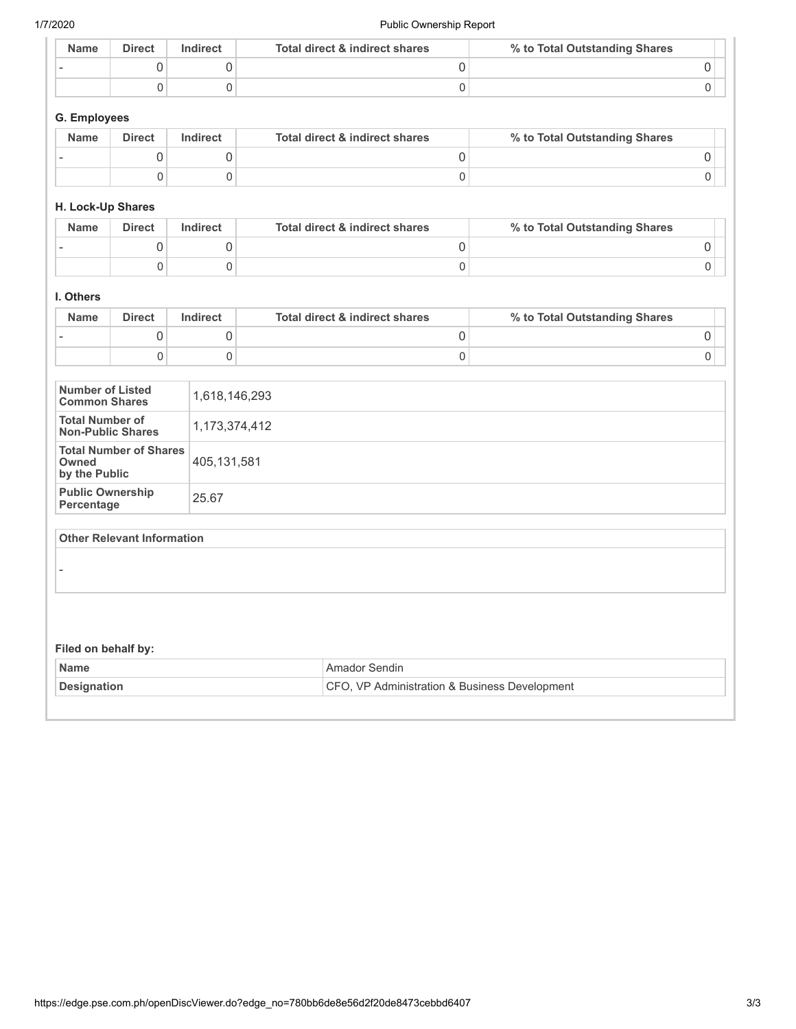| Name | Direct | Indirect | Total direct & indirect shares | % to Total Outstanding Shares |
|---|---|---|---|---|
| - | 0 | 0 | 0 | 0 |
| | 0 | 0 | 0 | 0 |

### G. Employees

| Name | Direct | Indirect | Total direct & indirect shares | % to Total Outstanding Shares |
|---|---|---|---|---|
| - | 0 | 0 | 0 | 0 |
| | 0 | 0 | 0 | 0 |

### H. Lock-Up Shares

| Name | Direct | Indirect | Total direct & indirect shares | % to Total Outstanding Shares |
|---|---|---|---|---|
| - | 0 | 0 | 0 | 0 |
| | 0 | 0 | 0 | 0 |

### I. Others

| Name | Direct | Indirect | Total direct & indirect shares | % to Total Outstanding Shares |
|---|---|---|---|---|
| - | 0 | 0 | 0 | 0 |
| | 0 | 0 | 0 | 0 |

| | |
|---|---|
| **Number of Listed Common Shares** | 1,618,146,293 |
| **Total Number of Non-Public Shares** | 1,173,374,412 |
| **Total Number of Shares Owned by the Public** | 405,131,581 |
| **Public Ownership Percentage** | 25.67 |

| **Other Relevant Information** |
|---|
| - |

**Filed on behalf by:**

| | |
|---|---|
| **Name** | Amador Sendin |
| **Designation** | CFO, VP Administration & Business Development |